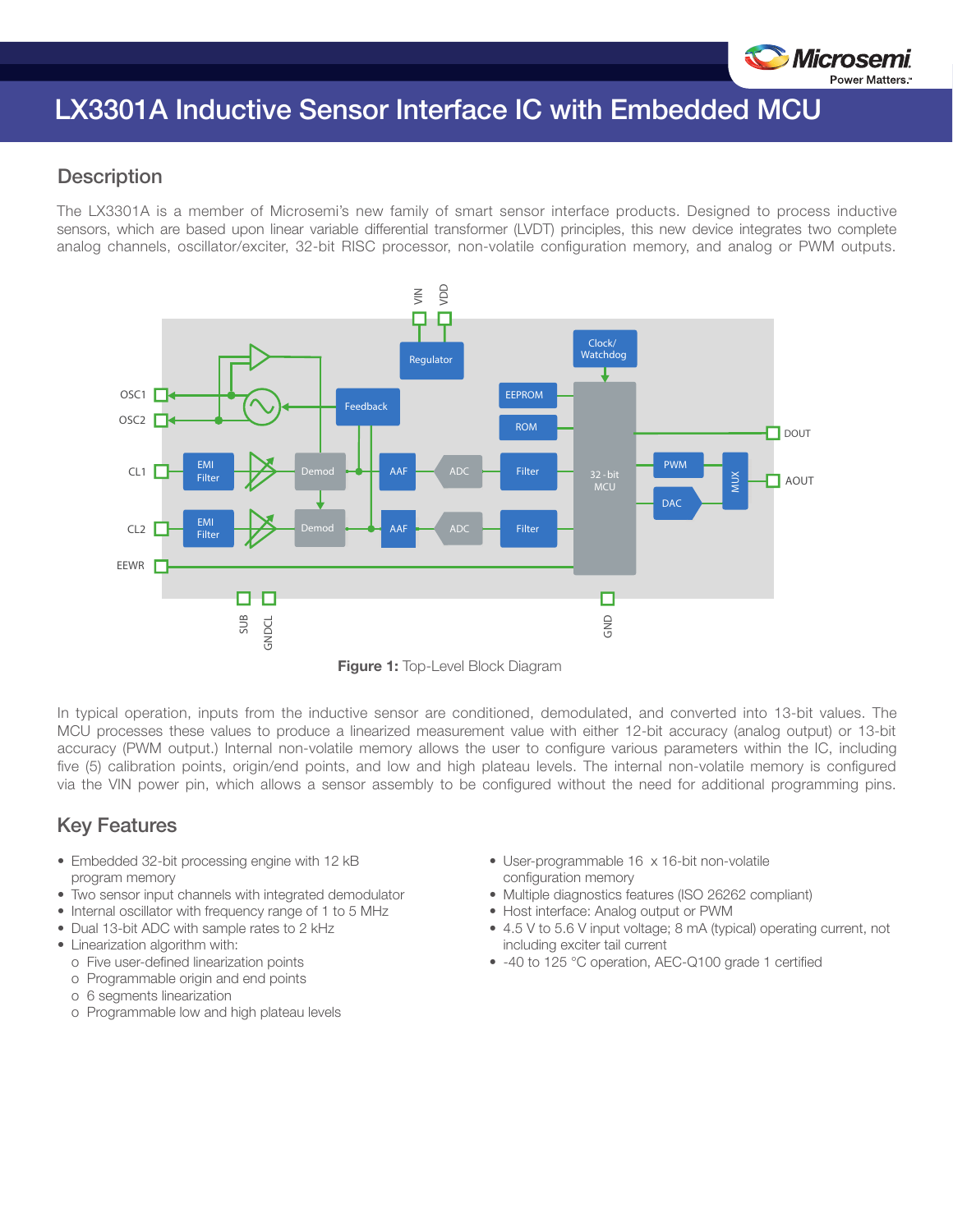# LX3301A Inductive Sensor Interface IC with Embedded MCU

## Description

The LX3301A is a member of Microsemi's new family of smart sensor interface products. Designed to process inductive sensors, which are based upon linear variable differential transformer (LVDT) principles, this new device integrates two complete analog channels, oscillator/exciter, 32-bit RISC processor, non-volatile configuration memory, and analog or PWM outputs.

**Figure 1:** Top-Level Block Diagram

In typical operation, inputs from the inductive sensor are conditioned, demodulated, and converted into 13-bit values. The MCU processes these values to produce a linearized measurement value with either 12-bit accuracy (analog output) or 13-bit accuracy (PWM output.) Internal non-volatile memory allows the user to configure various parameters within the IC, including five (5) calibration points, origin/end points, and low and high plateau levels. The internal non-volatile memory is configured via the VIN power pin, which allows a sensor assembly to be configured without the need for additional programming pins.

## Key Features

- Embedded 32-bit processing engine with 12 kB program memory
- Two sensor input channels with integrated demodulator
- Internal oscillator with frequency range of 1 to 5 MHz
- Dual 13-bit ADC with sample rates to 2 kHz
- Linearization algorithm with:
  - Five user-defined linearization points
  - Programmable origin and end points
  - 6 segments linearization
  - Programmable low and high plateau levels
- User-programmable 16 x 16-bit non-volatile configuration memory
- Multiple diagnostics features (ISO 26262 compliant)
- Host interface: Analog output or PWM
- 4.5 V to 5.6 V input voltage; 8 mA (typical) operating current, not including exciter tail current
- -40 to 125 °C operation, AEC-Q100 grade 1 certified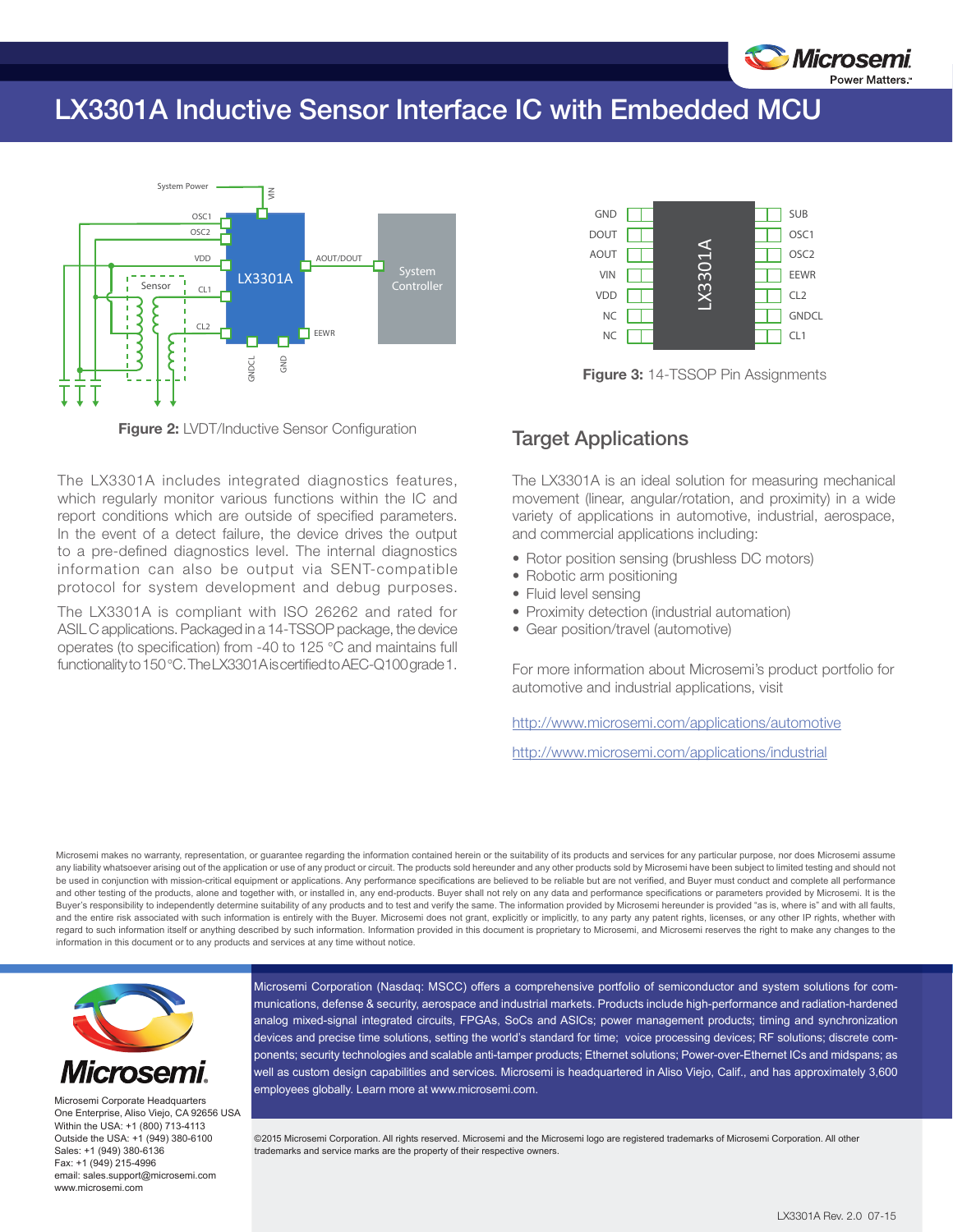# LX3301A Inductive Sensor Interface IC with Embedded MCU

System Power
VIN
OSC1
OSC2
VDD
LX3301A
AOUT/DOUT
System Controller
Sensor
CL1
CL2
EEWR
GNDCL
GND

**Figure 2:** LVDT/Inductive Sensor Configuration

GND
DOUT
AOUT
VIN
VDD
NC
NC
LX3301A
SUB
OSC1
OSC2
EEWR
CL2
GNDCL
CL1

**Figure 3:** 14-TSSOP Pin Assignments

The LX3301A includes integrated diagnostics features, which regularly monitor various functions within the IC and report conditions which are outside of specified parameters. In the event of a detect failure, the device drives the output to a pre-defined diagnostics level. The internal diagnostics information can also be output via SENT-compatible protocol for system development and debug purposes.

The LX3301A is compliant with ISO 26262 and rated for ASIL C applications. Packaged in a 14-TSSOP package, the device operates (to specification) from -40 to 125 °C and maintains full functionality to 150 °C. The LX3301A is certified to AEC-Q100 grade 1.

## Target Applications

The LX3301A is an ideal solution for measuring mechanical movement (linear, angular/rotation, and proximity) in a wide variety of applications in automotive, industrial, aerospace, and commercial applications including:

- Rotor position sensing (brushless DC motors)
- Robotic arm positioning
- Fluid level sensing
- Proximity detection (industrial automation)
- Gear position/travel (automotive)

For more information about Microsemi's product portfolio for automotive and industrial applications, visit

http://www.microsemi.com/applications/automotive

http://www.microsemi.com/applications/industrial

Microsemi makes no warranty, representation, or guarantee regarding the information contained herein or the suitability of its products and services for any particular purpose, nor does Microsemi assume any liability whatsoever arising out of the application or use of any product or circuit. The products sold hereunder and any other products sold by Microsemi have been subject to limited testing and should not be used in conjunction with mission-critical equipment or applications. Any performance specifications are believed to be reliable but are not verified, and Buyer must conduct and complete all performance and other testing of the products, alone and together with, or installed in, any end-products. Buyer shall not rely on any data and performance specifications or parameters provided by Microsemi. It is the Buyer's responsibility to independently determine suitability of any products and to test and verify the same. The information provided by Microsemi hereunder is provided "as is, where is" and with all faults, and the entire risk associated with such information is entirely with the Buyer. Microsemi does not grant, explicitly or implicitly, to any party any patent rights, licenses, or any other IP rights, whether with regard to such information itself or anything described by such information. Information provided in this document is proprietary to Microsemi, and Microsemi reserves the right to make any changes to the information in this document or to any products and services at any time without notice.

Microsemi Corporation (Nasdaq: MSCC) offers a comprehensive portfolio of semiconductor and system solutions for communications, defense & security, aerospace and industrial markets. Products include high-performance and radiation-hardened analog mixed-signal integrated circuits, FPGAs, SoCs and ASICs; power management products; timing and synchronization devices and precise time solutions, setting the world's standard for time; voice processing devices; RF solutions; discrete components; security technologies and scalable anti-tamper products; Ethernet solutions; Power-over-Ethernet ICs and midspans; as well as custom design capabilities and services. Microsemi is headquartered in Aliso Viejo, Calif., and has approximately 3,600 employees globally. Learn more at www.microsemi.com.

Microsemi Corporate Headquarters
One Enterprise, Aliso Viejo, CA 92656 USA
Within the USA: +1 (800) 713-4113
Outside the USA: +1 (949) 380-6100
Sales: +1 (949) 380-6136
Fax: +1 (949) 215-4996
email: sales.support@microsemi.com
www.microsemi.com

©2015 Microsemi Corporation. All rights reserved. Microsemi and the Microsemi logo are registered trademarks of Microsemi Corporation. All other trademarks and service marks are the property of their respective owners.

LX3301A Rev. 2.0 07-15